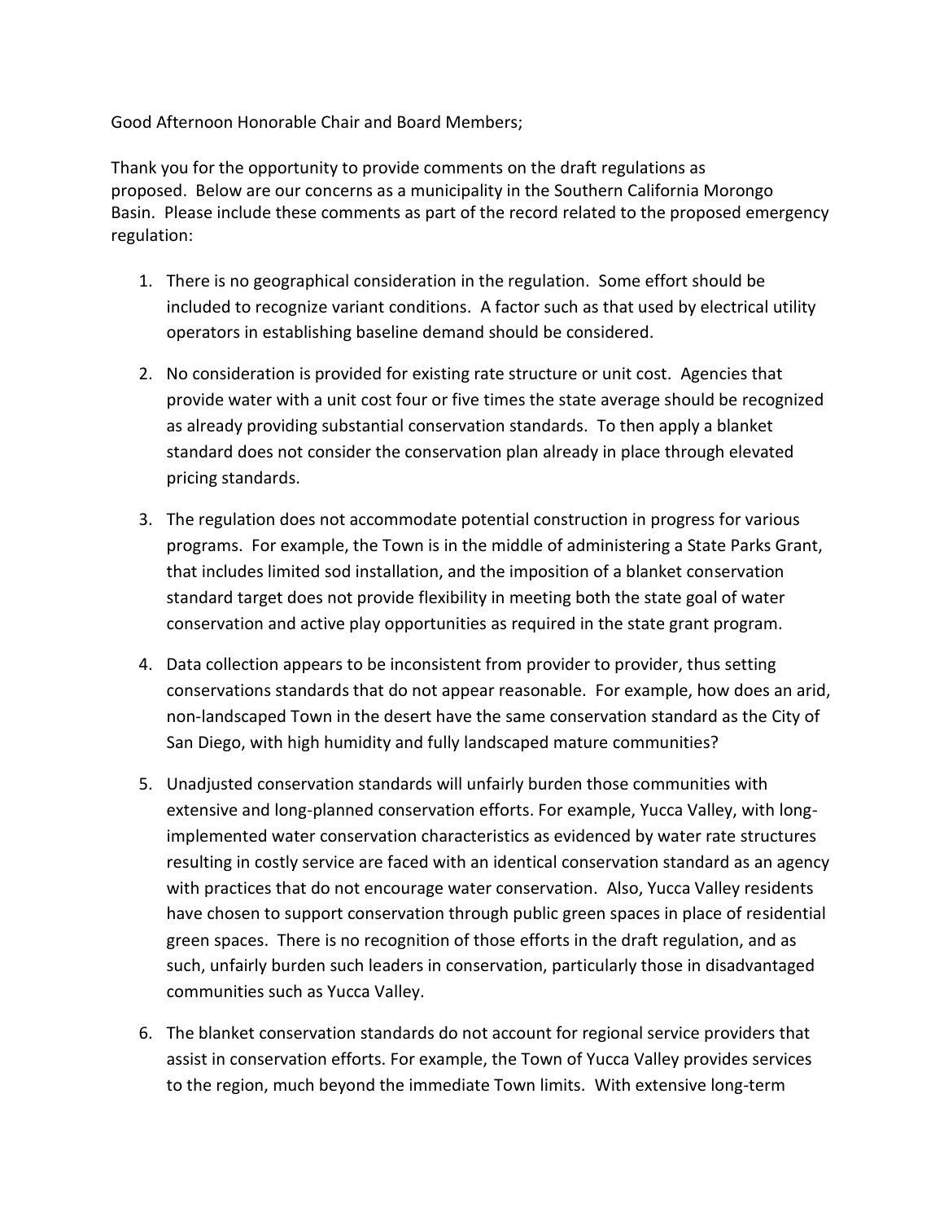Good Afternoon Honorable Chair and Board Members;

Thank you for the opportunity to provide comments on the draft regulations as proposed. Below are our concerns as a municipality in the Southern California Morongo Basin. Please include these comments as part of the record related to the proposed emergency regulation:

1. There is no geographical consideration in the regulation. Some effort should be included to recognize variant conditions. A factor such as that used by electrical utility operators in establishing baseline demand should be considered.

2. No consideration is provided for existing rate structure or unit cost. Agencies that provide water with a unit cost four or five times the state average should be recognized as already providing substantial conservation standards. To then apply a blanket standard does not consider the conservation plan already in place through elevated pricing standards.

3. The regulation does not accommodate potential construction in progress for various programs. For example, the Town is in the middle of administering a State Parks Grant, that includes limited sod installation, and the imposition of a blanket conservation standard target does not provide flexibility in meeting both the state goal of water conservation and active play opportunities as required in the state grant program.

4. Data collection appears to be inconsistent from provider to provider, thus setting conservations standards that do not appear reasonable. For example, how does an arid, non-landscaped Town in the desert have the same conservation standard as the City of San Diego, with high humidity and fully landscaped mature communities?

5. Unadjusted conservation standards will unfairly burden those communities with extensive and long-planned conservation efforts. For example, Yucca Valley, with long-implemented water conservation characteristics as evidenced by water rate structures resulting in costly service are faced with an identical conservation standard as an agency with practices that do not encourage water conservation. Also, Yucca Valley residents have chosen to support conservation through public green spaces in place of residential green spaces. There is no recognition of those efforts in the draft regulation, and as such, unfairly burden such leaders in conservation, particularly those in disadvantaged communities such as Yucca Valley.

6. The blanket conservation standards do not account for regional service providers that assist in conservation efforts. For example, the Town of Yucca Valley provides services to the region, much beyond the immediate Town limits. With extensive long-term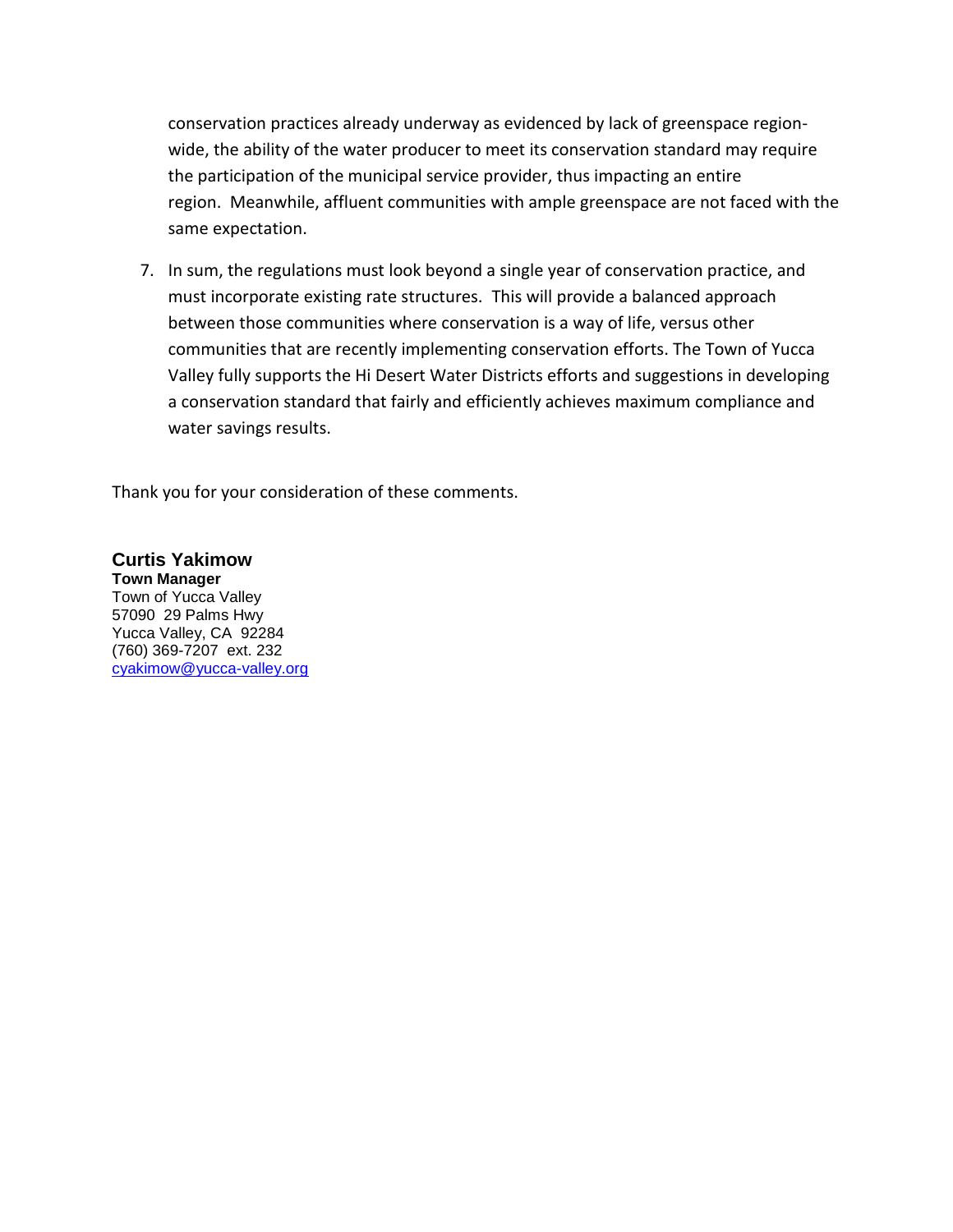conservation practices already underway as evidenced by lack of greenspace region-wide, the ability of the water producer to meet its conservation standard may require the participation of the municipal service provider, thus impacting an entire region. Meanwhile, affluent communities with ample greenspace are not faced with the same expectation.

7. In sum, the regulations must look beyond a single year of conservation practice, and must incorporate existing rate structures. This will provide a balanced approach between those communities where conservation is a way of life, versus other communities that are recently implementing conservation efforts. The Town of Yucca Valley fully supports the Hi Desert Water Districts efforts and suggestions in developing a conservation standard that fairly and efficiently achieves maximum compliance and water savings results.

Thank you for your consideration of these comments.

**Curtis Yakimow**
**Town Manager**
Town of Yucca Valley
57090 29 Palms Hwy
Yucca Valley, CA 92284
(760) 369-7207 ext. 232
cyakimow@yucca-valley.org